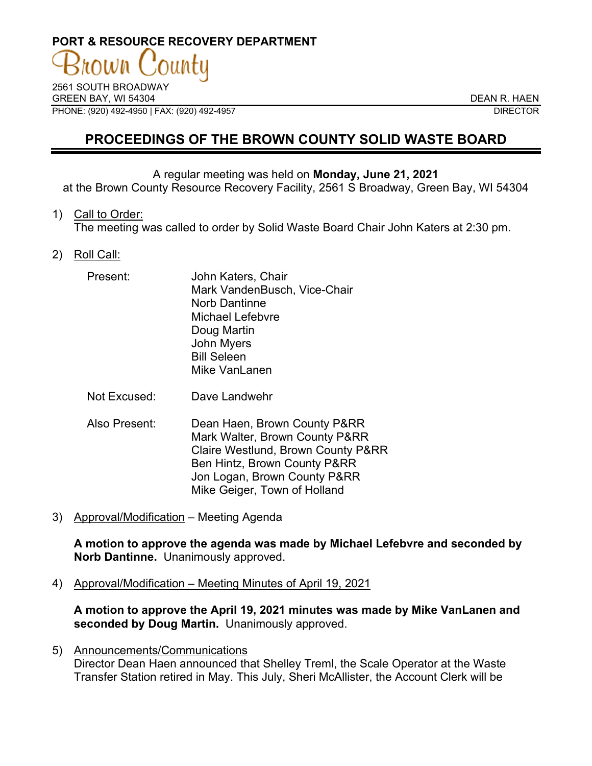**PORT & RESOURCE RECOVERY DEPARTMENT**

Brown County

2561 SOUTH BROADWAY
GREEN BAY, WI 54304
PHONE: (920) 492-4950 | FAX: (920) 492-4957

DEAN R. HAEN
DIRECTOR

# PROCEEDINGS OF THE BROWN COUNTY SOLID WASTE BOARD

A regular meeting was held on **Monday, June 21, 2021**
at the Brown County Resource Recovery Facility, 2561 S Broadway, Green Bay, WI 54304

1) Call to Order:
The meeting was called to order by Solid Waste Board Chair John Katers at 2:30 pm.

2) Roll Call:

Present:
John Katers, Chair
Mark VandenBusch, Vice-Chair
Norb Dantinne
Michael Lefebvre
Doug Martin
John Myers
Bill Seleen
Mike VanLanen

Not Excused:
Dave Landwehr

Also Present:
Dean Haen, Brown County P&RR
Mark Walter, Brown County P&RR
Claire Westlund, Brown County P&RR
Ben Hintz, Brown County P&RR
Jon Logan, Brown County P&RR
Mike Geiger, Town of Holland

3) Approval/Modification – Meeting Agenda

**A motion to approve the agenda was made by Michael Lefebvre and seconded by Norb Dantinne.** Unanimously approved.

4) Approval/Modification – Meeting Minutes of April 19, 2021

**A motion to approve the April 19, 2021 minutes was made by Mike VanLanen and seconded by Doug Martin.** Unanimously approved.

5) Announcements/Communications
Director Dean Haen announced that Shelley Treml, the Scale Operator at the Waste Transfer Station retired in May. This July, Sheri McAllister, the Account Clerk will be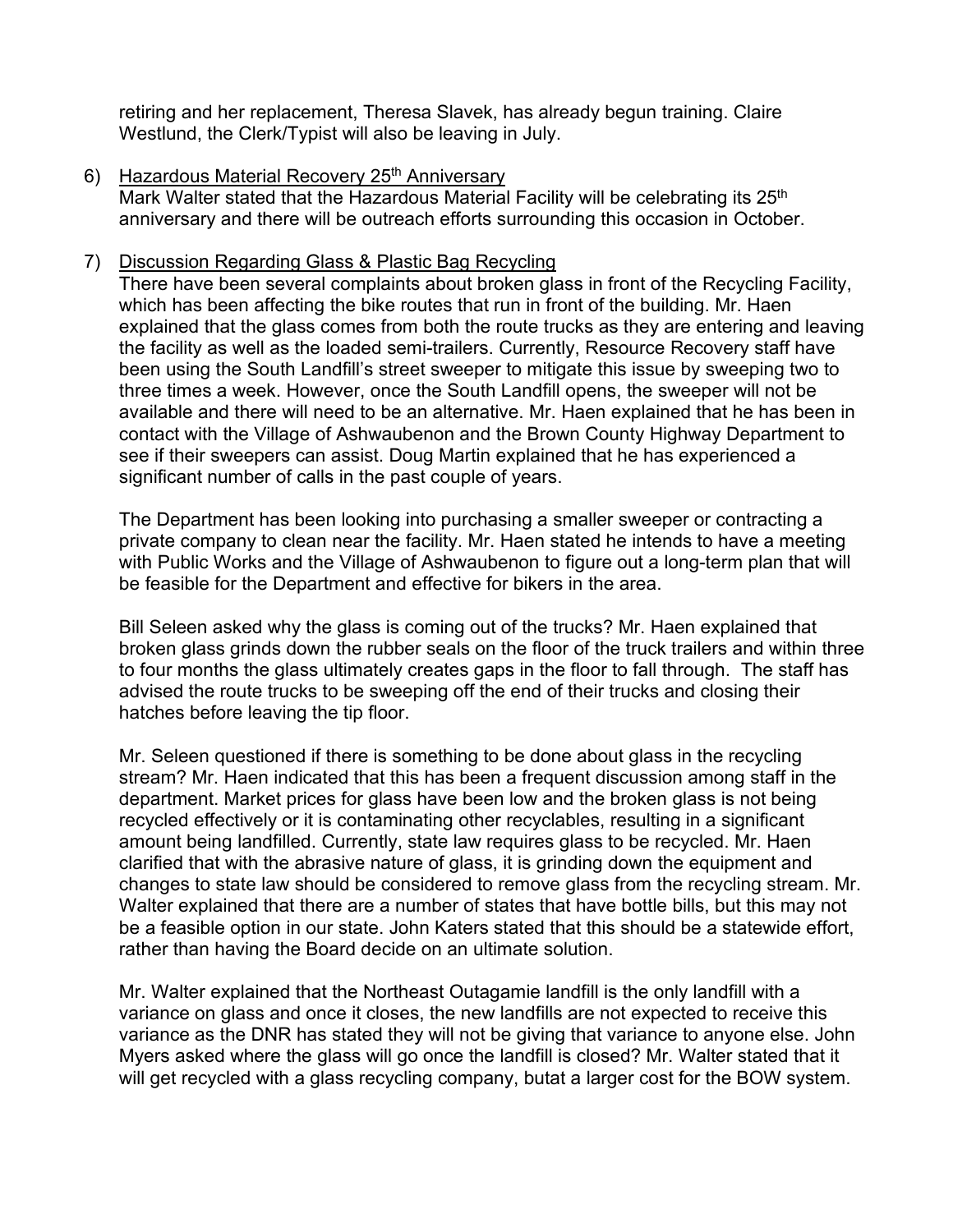retiring and her replacement, Theresa Slavek, has already begun training. Claire Westlund, the Clerk/Typist will also be leaving in July.

6) Hazardous Material Recovery 25th Anniversary

   Mark Walter stated that the Hazardous Material Facility will be celebrating its 25th anniversary and there will be outreach efforts surrounding this occasion in October.

7) Discussion Regarding Glass & Plastic Bag Recycling

   There have been several complaints about broken glass in front of the Recycling Facility, which has been affecting the bike routes that run in front of the building. Mr. Haen explained that the glass comes from both the route trucks as they are entering and leaving the facility as well as the loaded semi-trailers. Currently, Resource Recovery staff have been using the South Landfill's street sweeper to mitigate this issue by sweeping two to three times a week. However, once the South Landfill opens, the sweeper will not be available and there will need to be an alternative. Mr. Haen explained that he has been in contact with the Village of Ashwaubenon and the Brown County Highway Department to see if their sweepers can assist. Doug Martin explained that he has experienced a significant number of calls in the past couple of years.

   The Department has been looking into purchasing a smaller sweeper or contracting a private company to clean near the facility. Mr. Haen stated he intends to have a meeting with Public Works and the Village of Ashwaubenon to figure out a long-term plan that will be feasible for the Department and effective for bikers in the area.

   Bill Seleen asked why the glass is coming out of the trucks? Mr. Haen explained that broken glass grinds down the rubber seals on the floor of the truck trailers and within three to four months the glass ultimately creates gaps in the floor to fall through. The staff has advised the route trucks to be sweeping off the end of their trucks and closing their hatches before leaving the tip floor.

   Mr. Seleen questioned if there is something to be done about glass in the recycling stream? Mr. Haen indicated that this has been a frequent discussion among staff in the department. Market prices for glass have been low and the broken glass is not being recycled effectively or it is contaminating other recyclables, resulting in a significant amount being landfilled. Currently, state law requires glass to be recycled. Mr. Haen clarified that with the abrasive nature of glass, it is grinding down the equipment and changes to state law should be considered to remove glass from the recycling stream. Mr. Walter explained that there are a number of states that have bottle bills, but this may not be a feasible option in our state. John Katers stated that this should be a statewide effort, rather than having the Board decide on an ultimate solution.

   Mr. Walter explained that the Northeast Outagamie landfill is the only landfill with a variance on glass and once it closes, the new landfills are not expected to receive this variance as the DNR has stated they will not be giving that variance to anyone else. John Myers asked where the glass will go once the landfill is closed? Mr. Walter stated that it will get recycled with a glass recycling company, butat a larger cost for the BOW system.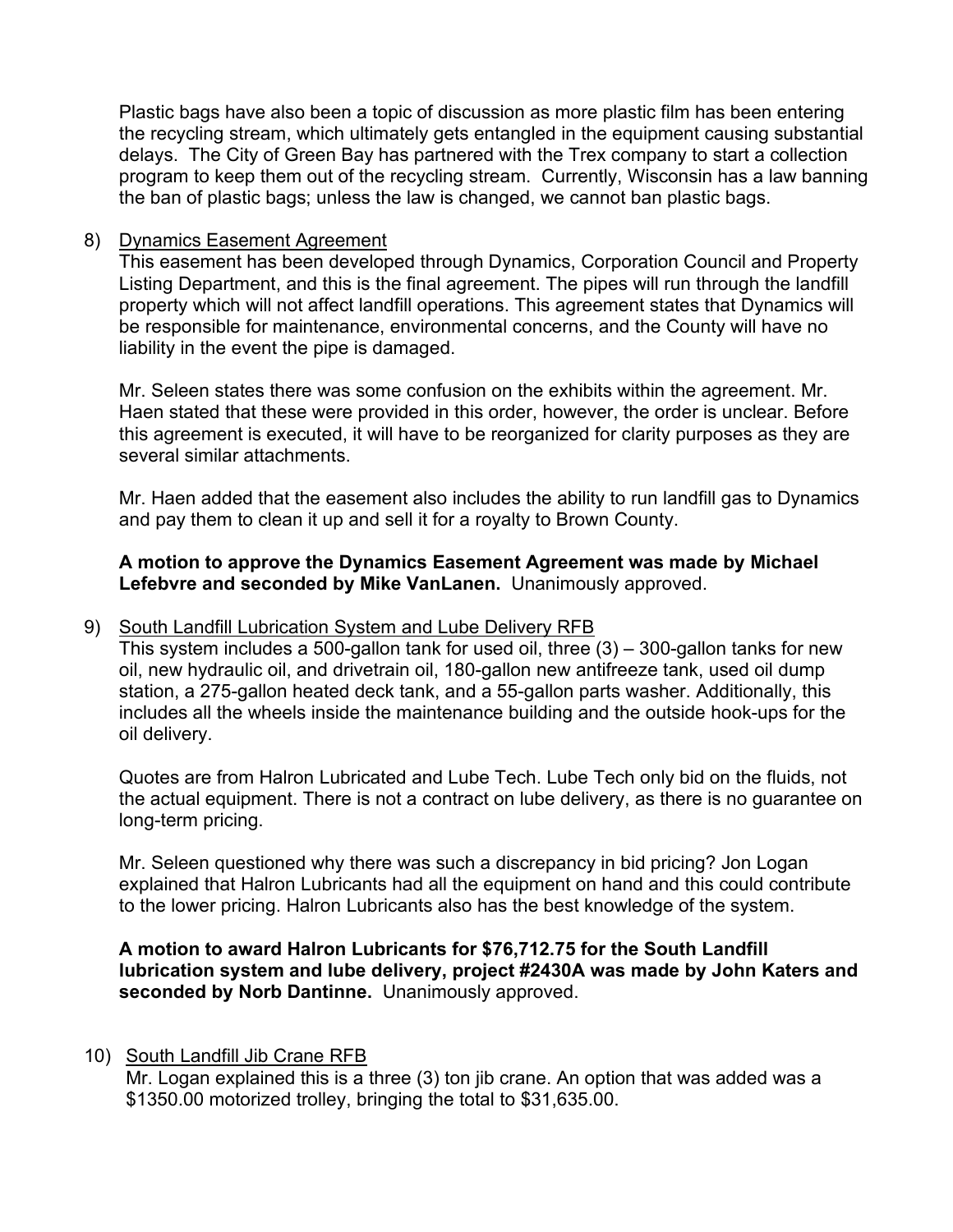Plastic bags have also been a topic of discussion as more plastic film has been entering the recycling stream, which ultimately gets entangled in the equipment causing substantial delays. The City of Green Bay has partnered with the Trex company to start a collection program to keep them out of the recycling stream. Currently, Wisconsin has a law banning the ban of plastic bags; unless the law is changed, we cannot ban plastic bags.

8) Dynamics Easement Agreement

This easement has been developed through Dynamics, Corporation Council and Property Listing Department, and this is the final agreement. The pipes will run through the landfill property which will not affect landfill operations. This agreement states that Dynamics will be responsible for maintenance, environmental concerns, and the County will have no liability in the event the pipe is damaged.

Mr. Seleen states there was some confusion on the exhibits within the agreement. Mr. Haen stated that these were provided in this order, however, the order is unclear. Before this agreement is executed, it will have to be reorganized for clarity purposes as they are several similar attachments.

Mr. Haen added that the easement also includes the ability to run landfill gas to Dynamics and pay them to clean it up and sell it for a royalty to Brown County.

**A motion to approve the Dynamics Easement Agreement was made by Michael Lefebvre and seconded by Mike VanLanen.** Unanimously approved.

9) South Landfill Lubrication System and Lube Delivery RFB

This system includes a 500-gallon tank for used oil, three (3) – 300-gallon tanks for new oil, new hydraulic oil, and drivetrain oil, 180-gallon new antifreeze tank, used oil dump station, a 275-gallon heated deck tank, and a 55-gallon parts washer. Additionally, this includes all the wheels inside the maintenance building and the outside hook-ups for the oil delivery.

Quotes are from Halron Lubricated and Lube Tech. Lube Tech only bid on the fluids, not the actual equipment. There is not a contract on lube delivery, as there is no guarantee on long-term pricing.

Mr. Seleen questioned why there was such a discrepancy in bid pricing? Jon Logan explained that Halron Lubricants had all the equipment on hand and this could contribute to the lower pricing. Halron Lubricants also has the best knowledge of the system.

**A motion to award Halron Lubricants for $76,712.75 for the South Landfill lubrication system and lube delivery, project #2430A was made by John Katers and seconded by Norb Dantinne.** Unanimously approved.

10) South Landfill Jib Crane RFB

Mr. Logan explained this is a three (3) ton jib crane. An option that was added was a $1350.00 motorized trolley, bringing the total to $31,635.00.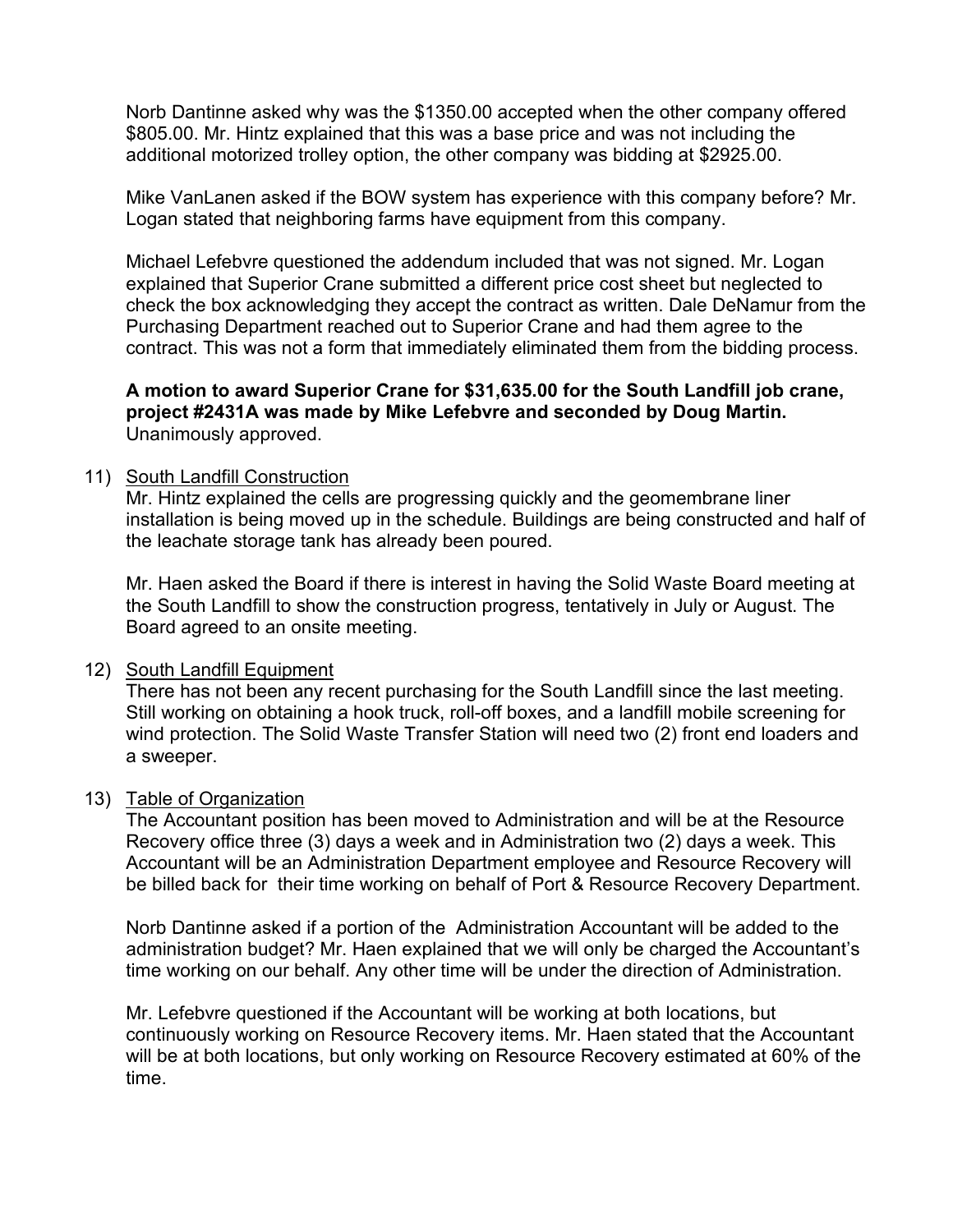Norb Dantinne asked why was the $1350.00 accepted when the other company offered $805.00. Mr. Hintz explained that this was a base price and was not including the additional motorized trolley option, the other company was bidding at $2925.00.

Mike VanLanen asked if the BOW system has experience with this company before? Mr. Logan stated that neighboring farms have equipment from this company.

Michael Lefebvre questioned the addendum included that was not signed. Mr. Logan explained that Superior Crane submitted a different price cost sheet but neglected to check the box acknowledging they accept the contract as written. Dale DeNamur from the Purchasing Department reached out to Superior Crane and had them agree to the contract. This was not a form that immediately eliminated them from the bidding process.

**A motion to award Superior Crane for $31,635.00 for the South Landfill job crane, project #2431A was made by Mike Lefebvre and seconded by Doug Martin.** Unanimously approved.

11) <u>South Landfill Construction</u>
Mr. Hintz explained the cells are progressing quickly and the geomembrane liner installation is being moved up in the schedule. Buildings are being constructed and half of the leachate storage tank has already been poured.

Mr. Haen asked the Board if there is interest in having the Solid Waste Board meeting at the South Landfill to show the construction progress, tentatively in July or August. The Board agreed to an onsite meeting.

12) <u>South Landfill Equipment</u>
There has not been any recent purchasing for the South Landfill since the last meeting. Still working on obtaining a hook truck, roll-off boxes, and a landfill mobile screening for wind protection. The Solid Waste Transfer Station will need two (2) front end loaders and a sweeper.

13) <u>Table of Organization</u>
The Accountant position has been moved to Administration and will be at the Resource Recovery office three (3) days a week and in Administration two (2) days a week. This Accountant will be an Administration Department employee and Resource Recovery will be billed back for their time working on behalf of Port & Resource Recovery Department.

Norb Dantinne asked if a portion of the Administration Accountant will be added to the administration budget? Mr. Haen explained that we will only be charged the Accountant's time working on our behalf. Any other time will be under the direction of Administration.

Mr. Lefebvre questioned if the Accountant will be working at both locations, but continuously working on Resource Recovery items. Mr. Haen stated that the Accountant will be at both locations, but only working on Resource Recovery estimated at 60% of the time.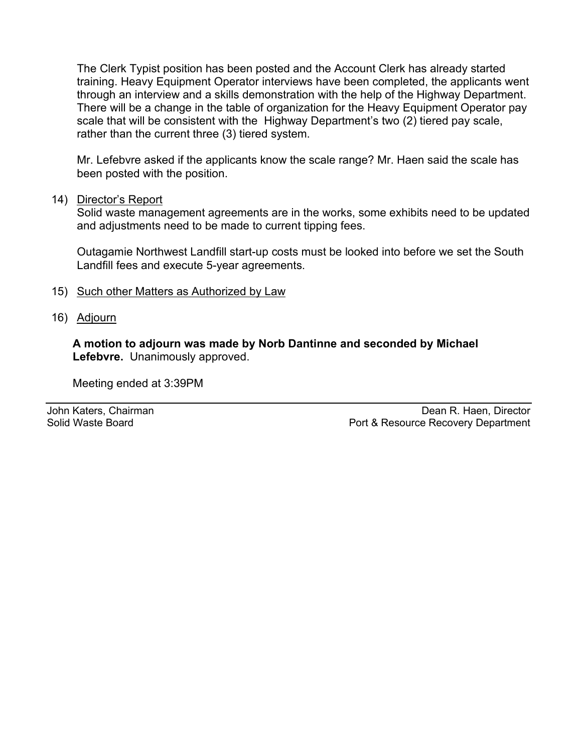The Clerk Typist position has been posted and the Account Clerk has already started training. Heavy Equipment Operator interviews have been completed, the applicants went through an interview and a skills demonstration with the help of the Highway Department. There will be a change in the table of organization for the Heavy Equipment Operator pay scale that will be consistent with the Highway Department's two (2) tiered pay scale, rather than the current three (3) tiered system.

Mr. Lefebvre asked if the applicants know the scale range? Mr. Haen said the scale has been posted with the position.

14) Director's Report

Solid waste management agreements are in the works, some exhibits need to be updated and adjustments need to be made to current tipping fees.

Outagamie Northwest Landfill start-up costs must be looked into before we set the South Landfill fees and execute 5-year agreements.

15) Such other Matters as Authorized by Law

16) Adjourn

**A motion to adjourn was made by Norb Dantinne and seconded by Michael Lefebvre.** Unanimously approved.

Meeting ended at 3:39PM

John Katers, Chairman
Solid Waste Board

Dean R. Haen, Director
Port & Resource Recovery Department